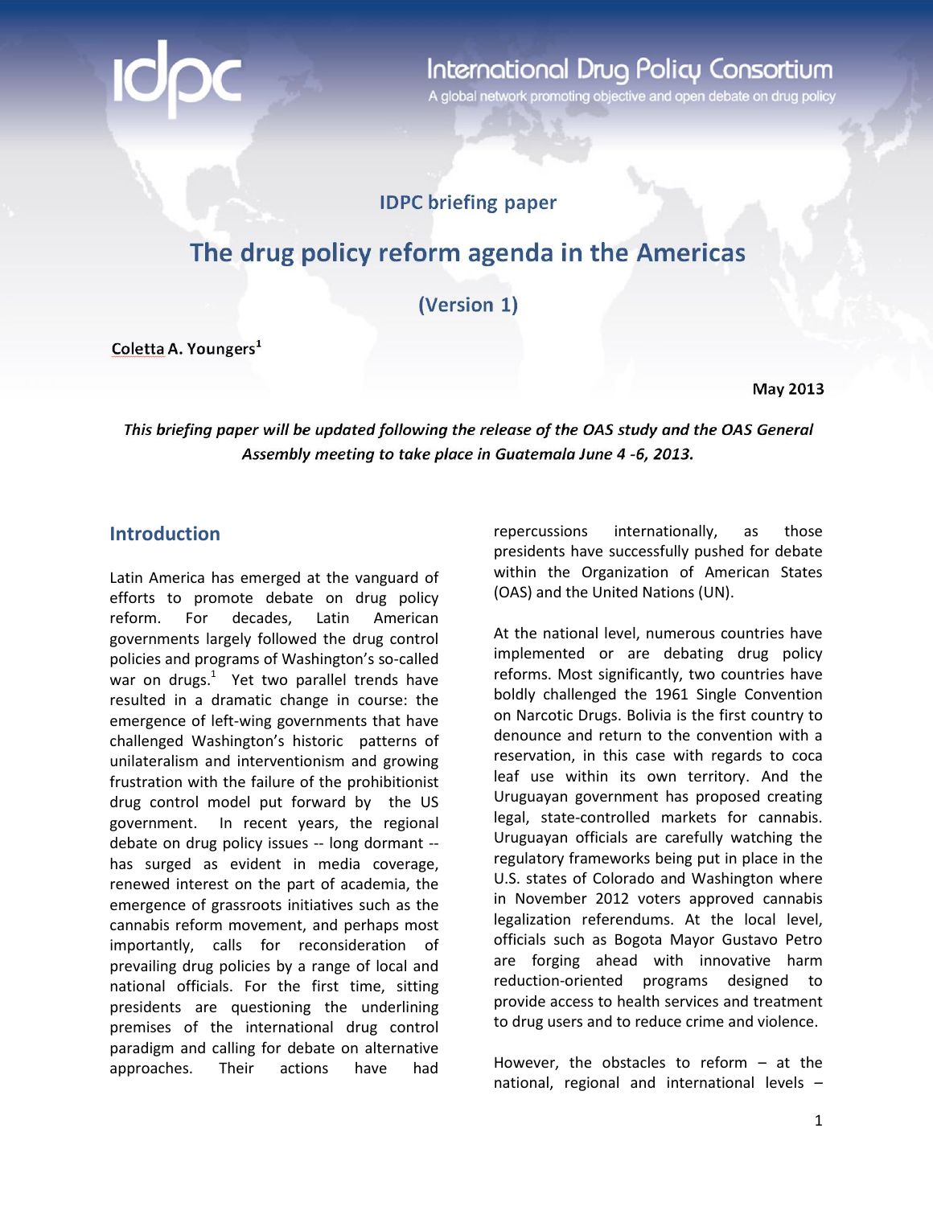International Drug Policy Consortium

A global network promoting objective and open debate on drug policy

IDPC briefing paper

# The drug policy reform agenda in the Americas

(Version 1)

**Coletta A. Youngers**[1]

**May 2013**

***This briefing paper will be updated following the release of the OAS study and the OAS General Assembly meeting to take place in Guatemala June 4 -6, 2013.***

## Introduction

Latin America has emerged at the vanguard of efforts to promote debate on drug policy reform. For decades, Latin American governments largely followed the drug control policies and programs of Washington's so-called war on drugs.[1] Yet two parallel trends have resulted in a dramatic change in course: the emergence of left-wing governments that have challenged Washington's historic patterns of unilateralism and interventionism and growing frustration with the failure of the prohibitionist drug control model put forward by the US government. In recent years, the regional debate on drug policy issues -- long dormant -- has surged as evident in media coverage, renewed interest on the part of academia, the emergence of grassroots initiatives such as the cannabis reform movement, and perhaps most importantly, calls for reconsideration of prevailing drug policies by a range of local and national officials. For the first time, sitting presidents are questioning the underlining premises of the international drug control paradigm and calling for debate on alternative approaches. Their actions have had repercussions internationally, as those presidents have successfully pushed for debate within the Organization of American States (OAS) and the United Nations (UN).

At the national level, numerous countries have implemented or are debating drug policy reforms. Most significantly, two countries have boldly challenged the 1961 Single Convention on Narcotic Drugs. Bolivia is the first country to denounce and return to the convention with a reservation, in this case with regards to coca leaf use within its own territory. And the Uruguayan government has proposed creating legal, state-controlled markets for cannabis. Uruguayan officials are carefully watching the regulatory frameworks being put in place in the U.S. states of Colorado and Washington where in November 2012 voters approved cannabis legalization referendums. At the local level, officials such as Bogota Mayor Gustavo Petro are forging ahead with innovative harm reduction-oriented programs designed to provide access to health services and treatment to drug users and to reduce crime and violence.

However, the obstacles to reform – at the national, regional and international levels –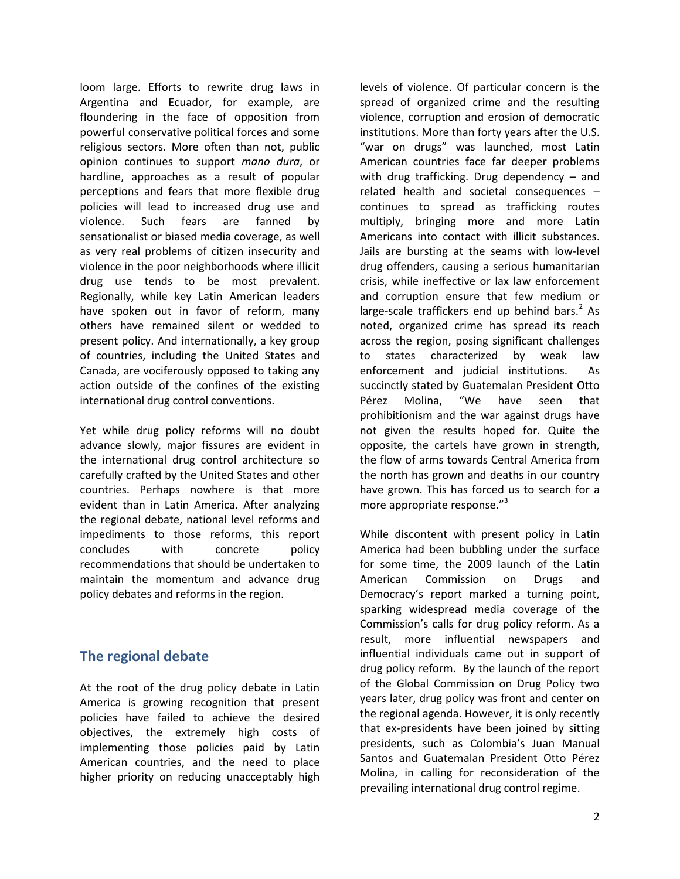loom large. Efforts to rewrite drug laws in Argentina and Ecuador, for example, are floundering in the face of opposition from powerful conservative political forces and some religious sectors. More often than not, public opinion continues to support *mano dura*, or hardline, approaches as a result of popular perceptions and fears that more flexible drug policies will lead to increased drug use and violence. Such fears are fanned by sensationalist or biased media coverage, as well as very real problems of citizen insecurity and violence in the poor neighborhoods where illicit drug use tends to be most prevalent. Regionally, while key Latin American leaders have spoken out in favor of reform, many others have remained silent or wedded to present policy. And internationally, a key group of countries, including the United States and Canada, are vociferously opposed to taking any action outside of the confines of the existing international drug control conventions.

Yet while drug policy reforms will no doubt advance slowly, major fissures are evident in the international drug control architecture so carefully crafted by the United States and other countries. Perhaps nowhere is that more evident than in Latin America. After analyzing the regional debate, national level reforms and impediments to those reforms, this report concludes with concrete policy recommendations that should be undertaken to maintain the momentum and advance drug policy debates and reforms in the region.

## The regional debate

At the root of the drug policy debate in Latin America is growing recognition that present policies have failed to achieve the desired objectives, the extremely high costs of implementing those policies paid by Latin American countries, and the need to place higher priority on reducing unacceptably high levels of violence. Of particular concern is the spread of organized crime and the resulting violence, corruption and erosion of democratic institutions. More than forty years after the U.S. "war on drugs" was launched, most Latin American countries face far deeper problems with drug trafficking. Drug dependency – and related health and societal consequences – continues to spread as trafficking routes multiply, bringing more and more Latin Americans into contact with illicit substances. Jails are bursting at the seams with low-level drug offenders, causing a serious humanitarian crisis, while ineffective or lax law enforcement and corruption ensure that few medium or large-scale traffickers end up behind bars.[2] As noted, organized crime has spread its reach across the region, posing significant challenges to states characterized by weak law enforcement and judicial institutions. As succinctly stated by Guatemalan President Otto Pérez Molina, "We have seen that prohibitionism and the war against drugs have not given the results hoped for. Quite the opposite, the cartels have grown in strength, the flow of arms towards Central America from the north has grown and deaths in our country have grown. This has forced us to search for a more appropriate response."[3]

While discontent with present policy in Latin America had been bubbling under the surface for some time, the 2009 launch of the Latin American Commission on Drugs and Democracy's report marked a turning point, sparking widespread media coverage of the Commission's calls for drug policy reform. As a result, more influential newspapers and influential individuals came out in support of drug policy reform. By the launch of the report of the Global Commission on Drug Policy two years later, drug policy was front and center on the regional agenda. However, it is only recently that ex-presidents have been joined by sitting presidents, such as Colombia's Juan Manual Santos and Guatemalan President Otto Pérez Molina, in calling for reconsideration of the prevailing international drug control regime.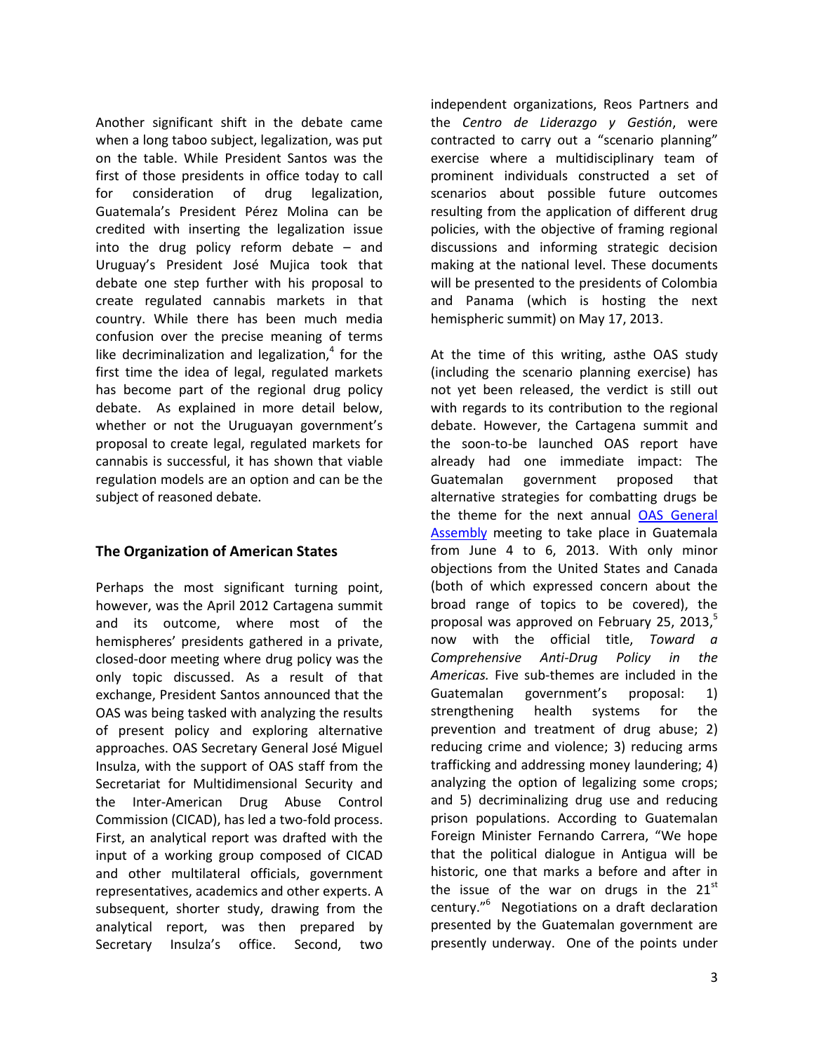Another significant shift in the debate came when a long taboo subject, legalization, was put on the table. While President Santos was the first of those presidents in office today to call for consideration of drug legalization, Guatemala's President Pérez Molina can be credited with inserting the legalization issue into the drug policy reform debate – and Uruguay's President José Mujica took that debate one step further with his proposal to create regulated cannabis markets in that country. While there has been much media confusion over the precise meaning of terms like decriminalization and legalization,[4] for the first time the idea of legal, regulated markets has become part of the regional drug policy debate. As explained in more detail below, whether or not the Uruguayan government's proposal to create legal, regulated markets for cannabis is successful, it has shown that viable regulation models are an option and can be the subject of reasoned debate.

## The Organization of American States

Perhaps the most significant turning point, however, was the April 2012 Cartagena summit and its outcome, where most of the hemispheres' presidents gathered in a private, closed-door meeting where drug policy was the only topic discussed. As a result of that exchange, President Santos announced that the OAS was being tasked with analyzing the results of present policy and exploring alternative approaches. OAS Secretary General José Miguel Insulza, with the support of OAS staff from the Secretariat for Multidimensional Security and the Inter-American Drug Abuse Control Commission (CICAD), has led a two-fold process. First, an analytical report was drafted with the input of a working group composed of CICAD and other multilateral officials, government representatives, academics and other experts. A subsequent, shorter study, drawing from the analytical report, was then prepared by Secretary Insulza's office. Second, two independent organizations, Reos Partners and the *Centro de Liderazgo y Gestión*, were contracted to carry out a "scenario planning" exercise where a multidisciplinary team of prominent individuals constructed a set of scenarios about possible future outcomes resulting from the application of different drug policies, with the objective of framing regional discussions and informing strategic decision making at the national level. These documents will be presented to the presidents of Colombia and Panama (which is hosting the next hemispheric summit) on May 17, 2013.

At the time of this writing, asthe OAS study (including the scenario planning exercise) has not yet been released, the verdict is still out with regards to its contribution to the regional debate. However, the Cartagena summit and the soon-to-be launched OAS report have already had one immediate impact: The Guatemalan government proposed that alternative strategies for combatting drugs be the theme for the next annual OAS General Assembly meeting to take place in Guatemala from June 4 to 6, 2013. With only minor objections from the United States and Canada (both of which expressed concern about the broad range of topics to be covered), the proposal was approved on February 25, 2013,[5] now with the official title, *Toward a Comprehensive Anti-Drug Policy in the Americas.* Five sub-themes are included in the Guatemalan government's proposal: 1) strengthening health systems for the prevention and treatment of drug abuse; 2) reducing crime and violence; 3) reducing arms trafficking and addressing money laundering; 4) analyzing the option of legalizing some crops; and 5) decriminalizing drug use and reducing prison populations. According to Guatemalan Foreign Minister Fernando Carrera, "We hope that the political dialogue in Antigua will be historic, one that marks a before and after in the issue of the war on drugs in the 21st century."[6] Negotiations on a draft declaration presented by the Guatemalan government are presently underway. One of the points under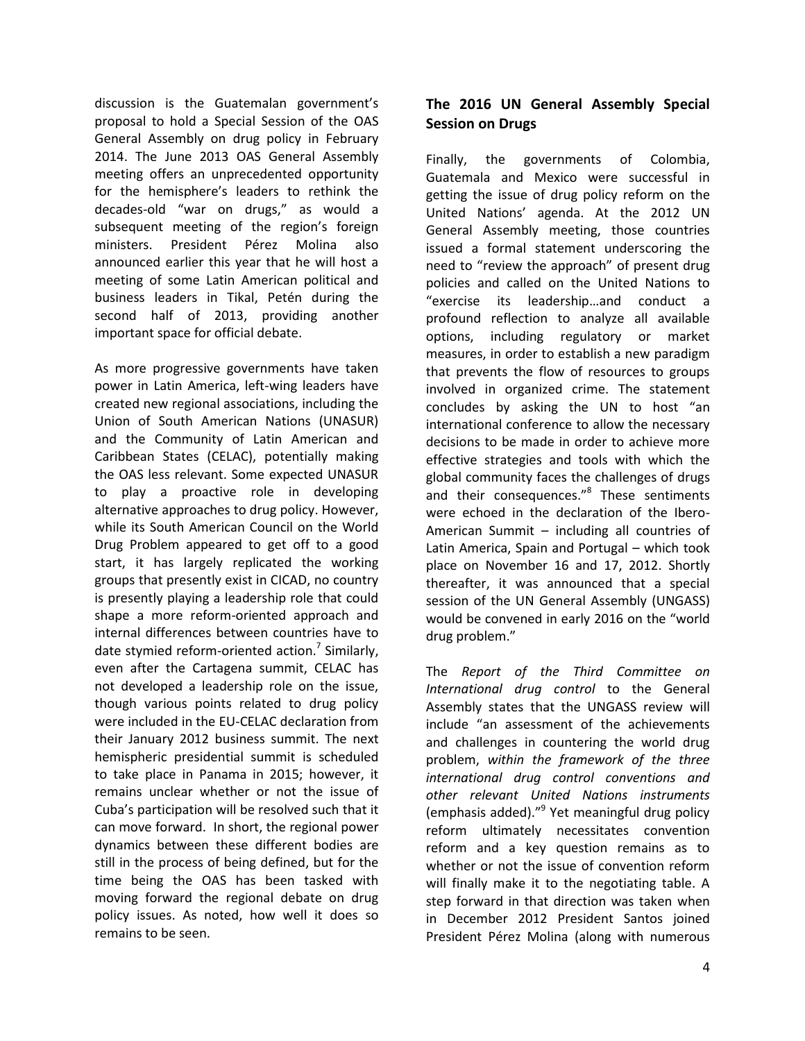discussion is the Guatemalan government's proposal to hold a Special Session of the OAS General Assembly on drug policy in February 2014. The June 2013 OAS General Assembly meeting offers an unprecedented opportunity for the hemisphere's leaders to rethink the decades-old "war on drugs," as would a subsequent meeting of the region's foreign ministers. President Pérez Molina also announced earlier this year that he will host a meeting of some Latin American political and business leaders in Tikal, Petén during the second half of 2013, providing another important space for official debate.

As more progressive governments have taken power in Latin America, left-wing leaders have created new regional associations, including the Union of South American Nations (UNASUR) and the Community of Latin American and Caribbean States (CELAC), potentially making the OAS less relevant. Some expected UNASUR to play a proactive role in developing alternative approaches to drug policy. However, while its South American Council on the World Drug Problem appeared to get off to a good start, it has largely replicated the working groups that presently exist in CICAD, no country is presently playing a leadership role that could shape a more reform-oriented approach and internal differences between countries have to date stymied reform-oriented action.[7] Similarly, even after the Cartagena summit, CELAC has not developed a leadership role on the issue, though various points related to drug policy were included in the EU-CELAC declaration from their January 2012 business summit. The next hemispheric presidential summit is scheduled to take place in Panama in 2015; however, it remains unclear whether or not the issue of Cuba's participation will be resolved such that it can move forward. In short, the regional power dynamics between these different bodies are still in the process of being defined, but for the time being the OAS has been tasked with moving forward the regional debate on drug policy issues. As noted, how well it does so remains to be seen.

## The 2016 UN General Assembly Special Session on Drugs

Finally, the governments of Colombia, Guatemala and Mexico were successful in getting the issue of drug policy reform on the United Nations' agenda. At the 2012 UN General Assembly meeting, those countries issued a formal statement underscoring the need to "review the approach" of present drug policies and called on the United Nations to "exercise its leadership…and conduct a profound reflection to analyze all available options, including regulatory or market measures, in order to establish a new paradigm that prevents the flow of resources to groups involved in organized crime. The statement concludes by asking the UN to host "an international conference to allow the necessary decisions to be made in order to achieve more effective strategies and tools with which the global community faces the challenges of drugs and their consequences."[8] These sentiments were echoed in the declaration of the Ibero-American Summit – including all countries of Latin America, Spain and Portugal – which took place on November 16 and 17, 2012. Shortly thereafter, it was announced that a special session of the UN General Assembly (UNGASS) would be convened in early 2016 on the "world drug problem."

The *Report of the Third Committee on International drug control* to the General Assembly states that the UNGASS review will include "an assessment of the achievements and challenges in countering the world drug problem, *within the framework of the three international drug control conventions and other relevant United Nations instruments* (emphasis added)."[9] Yet meaningful drug policy reform ultimately necessitates convention reform and a key question remains as to whether or not the issue of convention reform will finally make it to the negotiating table. A step forward in that direction was taken when in December 2012 President Santos joined President Pérez Molina (along with numerous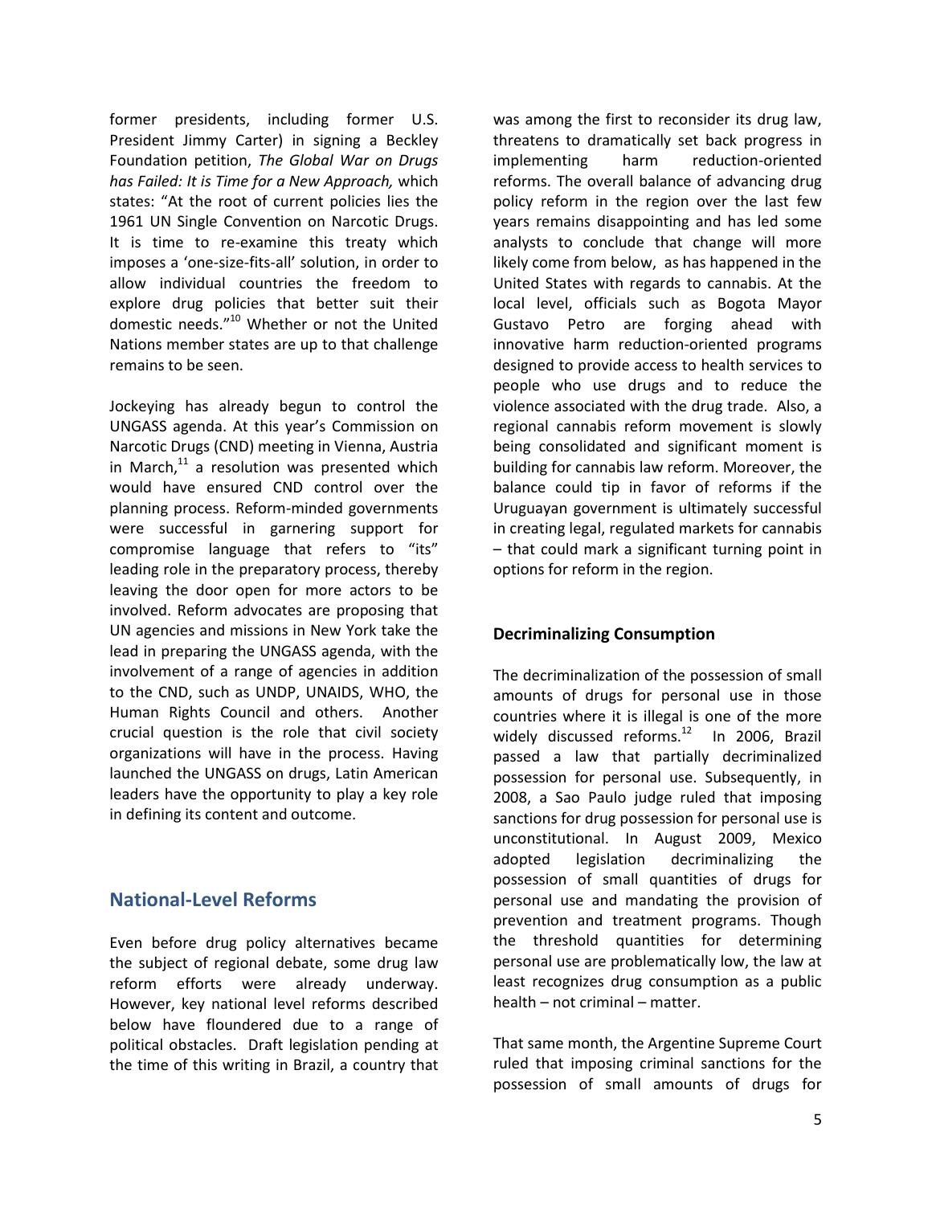former presidents, including former U.S. President Jimmy Carter) in signing a Beckley Foundation petition, *The Global War on Drugs has Failed: It is Time for a New Approach,* which states: "At the root of current policies lies the 1961 UN Single Convention on Narcotic Drugs. It is time to re-examine this treaty which imposes a 'one-size-fits-all' solution, in order to allow individual countries the freedom to explore drug policies that better suit their domestic needs."[10] Whether or not the United Nations member states are up to that challenge remains to be seen.

Jockeying has already begun to control the UNGASS agenda. At this year's Commission on Narcotic Drugs (CND) meeting in Vienna, Austria in March,[11] a resolution was presented which would have ensured CND control over the planning process. Reform-minded governments were successful in garnering support for compromise language that refers to "its" leading role in the preparatory process, thereby leaving the door open for more actors to be involved. Reform advocates are proposing that UN agencies and missions in New York take the lead in preparing the UNGASS agenda, with the involvement of a range of agencies in addition to the CND, such as UNDP, UNAIDS, WHO, the Human Rights Council and others. Another crucial question is the role that civil society organizations will have in the process. Having launched the UNGASS on drugs, Latin American leaders have the opportunity to play a key role in defining its content and outcome.

## National-Level Reforms

Even before drug policy alternatives became the subject of regional debate, some drug law reform efforts were already underway. However, key national level reforms described below have floundered due to a range of political obstacles. Draft legislation pending at the time of this writing in Brazil, a country that was among the first to reconsider its drug law, threatens to dramatically set back progress in implementing harm reduction-oriented reforms. The overall balance of advancing drug policy reform in the region over the last few years remains disappointing and has led some analysts to conclude that change will more likely come from below, as has happened in the United States with regards to cannabis. At the local level, officials such as Bogota Mayor Gustavo Petro are forging ahead with innovative harm reduction-oriented programs designed to provide access to health services to people who use drugs and to reduce the violence associated with the drug trade. Also, a regional cannabis reform movement is slowly being consolidated and significant moment is building for cannabis law reform. Moreover, the balance could tip in favor of reforms if the Uruguayan government is ultimately successful in creating legal, regulated markets for cannabis – that could mark a significant turning point in options for reform in the region.

### Decriminalizing Consumption

The decriminalization of the possession of small amounts of drugs for personal use in those countries where it is illegal is one of the more widely discussed reforms.[12] In 2006, Brazil passed a law that partially decriminalized possession for personal use. Subsequently, in 2008, a Sao Paulo judge ruled that imposing sanctions for drug possession for personal use is unconstitutional. In August 2009, Mexico adopted legislation decriminalizing the possession of small quantities of drugs for personal use and mandating the provision of prevention and treatment programs. Though the threshold quantities for determining personal use are problematically low, the law at least recognizes drug consumption as a public health – not criminal – matter.

That same month, the Argentine Supreme Court ruled that imposing criminal sanctions for the possession of small amounts of drugs for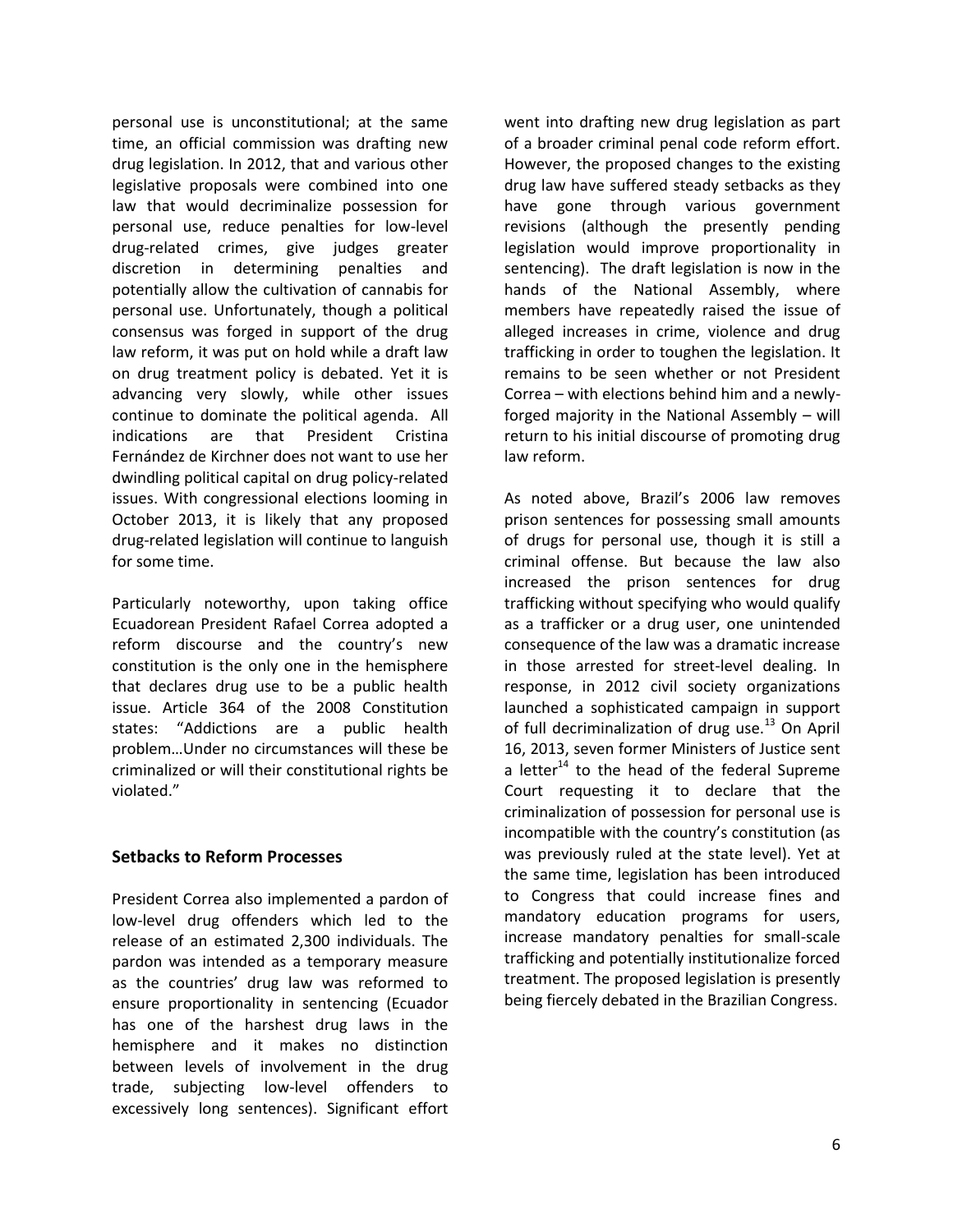personal use is unconstitutional; at the same time, an official commission was drafting new drug legislation. In 2012, that and various other legislative proposals were combined into one law that would decriminalize possession for personal use, reduce penalties for low-level drug-related crimes, give judges greater discretion in determining penalties and potentially allow the cultivation of cannabis for personal use. Unfortunately, though a political consensus was forged in support of the drug law reform, it was put on hold while a draft law on drug treatment policy is debated. Yet it is advancing very slowly, while other issues continue to dominate the political agenda. All indications are that President Cristina Fernández de Kirchner does not want to use her dwindling political capital on drug policy-related issues. With congressional elections looming in October 2013, it is likely that any proposed drug-related legislation will continue to languish for some time.

Particularly noteworthy, upon taking office Ecuadorean President Rafael Correa adopted a reform discourse and the country's new constitution is the only one in the hemisphere that declares drug use to be a public health issue. Article 364 of the 2008 Constitution states: "Addictions are a public health problem…Under no circumstances will these be criminalized or will their constitutional rights be violated."

## Setbacks to Reform Processes

President Correa also implemented a pardon of low-level drug offenders which led to the release of an estimated 2,300 individuals. The pardon was intended as a temporary measure as the countries' drug law was reformed to ensure proportionality in sentencing (Ecuador has one of the harshest drug laws in the hemisphere and it makes no distinction between levels of involvement in the drug trade, subjecting low-level offenders to excessively long sentences). Significant effort went into drafting new drug legislation as part of a broader criminal penal code reform effort. However, the proposed changes to the existing drug law have suffered steady setbacks as they have gone through various government revisions (although the presently pending legislation would improve proportionality in sentencing). The draft legislation is now in the hands of the National Assembly, where members have repeatedly raised the issue of alleged increases in crime, violence and drug trafficking in order to toughen the legislation. It remains to be seen whether or not President Correa – with elections behind him and a newly-forged majority in the National Assembly – will return to his initial discourse of promoting drug law reform.

As noted above, Brazil's 2006 law removes prison sentences for possessing small amounts of drugs for personal use, though it is still a criminal offense. But because the law also increased the prison sentences for drug trafficking without specifying who would qualify as a trafficker or a drug user, one unintended consequence of the law was a dramatic increase in those arrested for street-level dealing. In response, in 2012 civil society organizations launched a sophisticated campaign in support of full decriminalization of drug use.[13] On April 16, 2013, seven former Ministers of Justice sent a letter[14] to the head of the federal Supreme Court requesting it to declare that the criminalization of possession for personal use is incompatible with the country's constitution (as was previously ruled at the state level). Yet at the same time, legislation has been introduced to Congress that could increase fines and mandatory education programs for users, increase mandatory penalties for small-scale trafficking and potentially institutionalize forced treatment. The proposed legislation is presently being fiercely debated in the Brazilian Congress.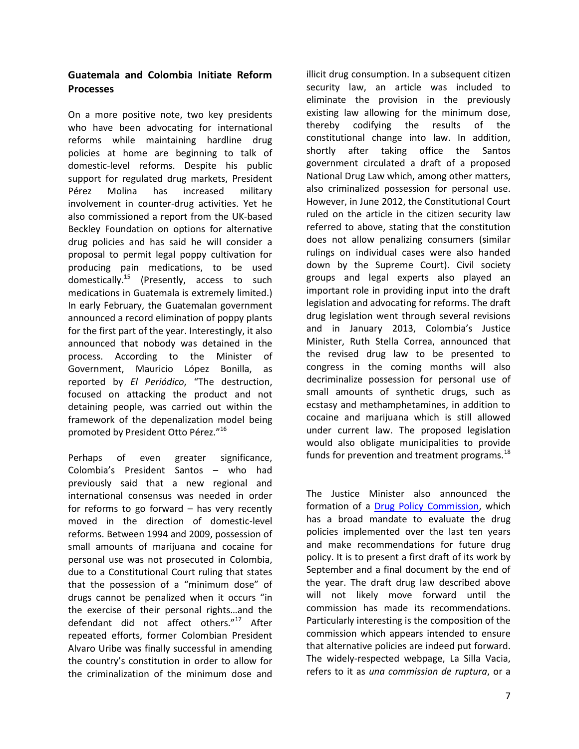## Guatemala and Colombia Initiate Reform Processes

On a more positive note, two key presidents who have been advocating for international reforms while maintaining hardline drug policies at home are beginning to talk of domestic-level reforms. Despite his public support for regulated drug markets, President Pérez Molina has increased military involvement in counter-drug activities. Yet he also commissioned a report from the UK-based Beckley Foundation on options for alternative drug policies and has said he will consider a proposal to permit legal poppy cultivation for producing pain medications, to be used domestically.[15] (Presently, access to such medications in Guatemala is extremely limited.) In early February, the Guatemalan government announced a record elimination of poppy plants for the first part of the year. Interestingly, it also announced that nobody was detained in the process. According to the Minister of Government, Mauricio López Bonilla, as reported by *El Periódico*, "The destruction, focused on attacking the product and not detaining people, was carried out within the framework of the depenalization model being promoted by President Otto Pérez."[16]

Perhaps of even greater significance, Colombia's President Santos – who had previously said that a new regional and international consensus was needed in order for reforms to go forward – has very recently moved in the direction of domestic-level reforms. Between 1994 and 2009, possession of small amounts of marijuana and cocaine for personal use was not prosecuted in Colombia, due to a Constitutional Court ruling that states that the possession of a "minimum dose" of drugs cannot be penalized when it occurs "in the exercise of their personal rights…and the defendant did not affect others."[17] After repeated efforts, former Colombian President Alvaro Uribe was finally successful in amending the country's constitution in order to allow for the criminalization of the minimum dose and illicit drug consumption. In a subsequent citizen security law, an article was included to eliminate the provision in the previously existing law allowing for the minimum dose, thereby codifying the results of the constitutional change into law. In addition, shortly after taking office the Santos government circulated a draft of a proposed National Drug Law which, among other matters, also criminalized possession for personal use. However, in June 2012, the Constitutional Court ruled on the article in the citizen security law referred to above, stating that the constitution does not allow penalizing consumers (similar rulings on individual cases were also handed down by the Supreme Court). Civil society groups and legal experts also played an important role in providing input into the draft legislation and advocating for reforms. The draft drug legislation went through several revisions and in January 2013, Colombia's Justice Minister, Ruth Stella Correa, announced that the revised drug law to be presented to congress in the coming months will also decriminalize possession for personal use of small amounts of synthetic drugs, such as ecstasy and methamphetamines, in addition to cocaine and marijuana which is still allowed under current law. The proposed legislation would also obligate municipalities to provide funds for prevention and treatment programs.[18]

The Justice Minister also announced the formation of a Drug Policy Commission, which has a broad mandate to evaluate the drug policies implemented over the last ten years and make recommendations for future drug policy. It is to present a first draft of its work by September and a final document by the end of the year. The draft drug law described above will not likely move forward until the commission has made its recommendations. Particularly interesting is the composition of the commission which appears intended to ensure that alternative policies are indeed put forward. The widely-respected webpage, La Silla Vacia, refers to it as *una commission de ruptura*, or a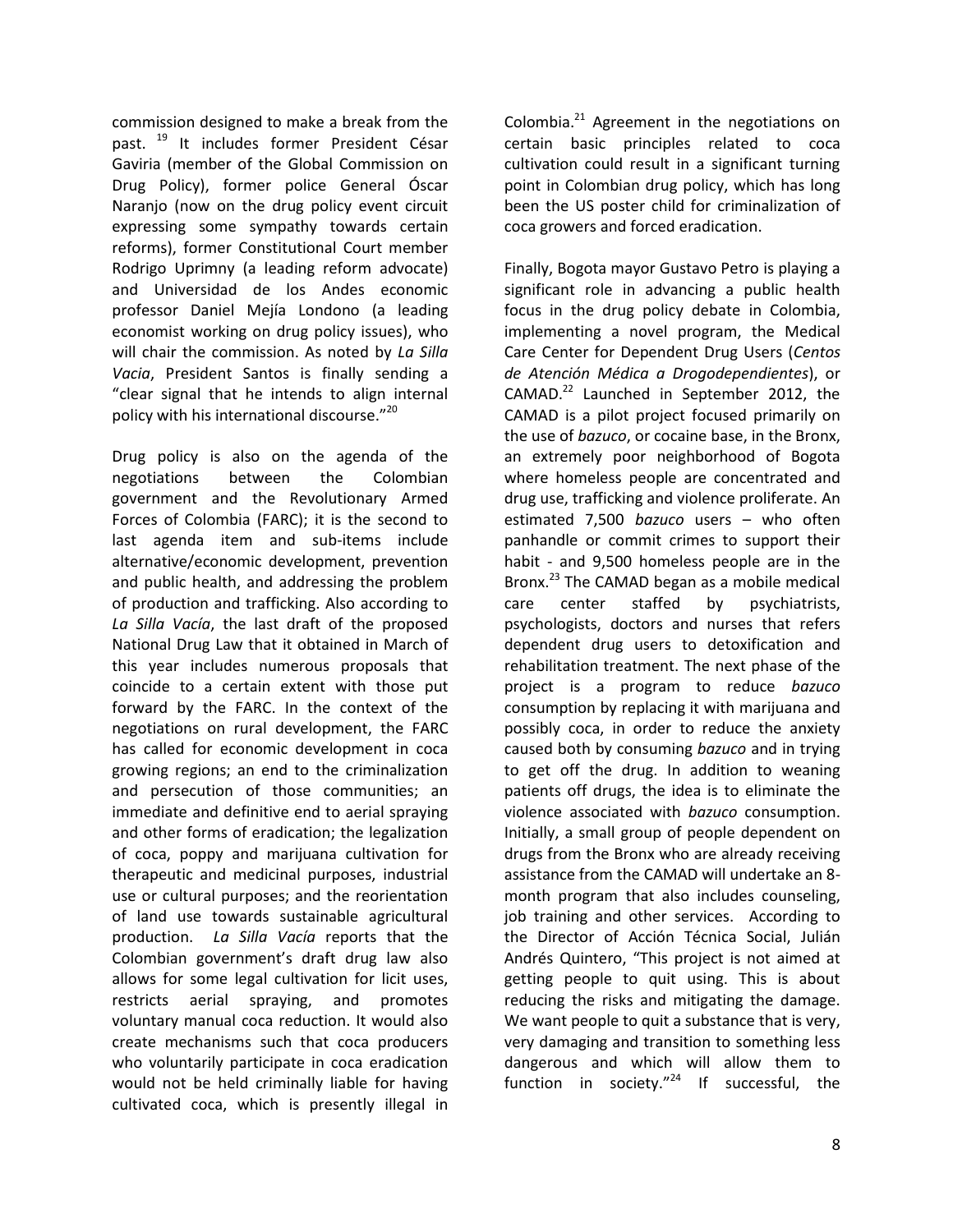commission designed to make a break from the past. [19] It includes former President César Gaviria (member of the Global Commission on Drug Policy), former police General Óscar Naranjo (now on the drug policy event circuit expressing some sympathy towards certain reforms), former Constitutional Court member Rodrigo Uprimny (a leading reform advocate) and Universidad de los Andes economic professor Daniel Mejía Londono (a leading economist working on drug policy issues), who will chair the commission. As noted by *La Silla Vacia*, President Santos is finally sending a "clear signal that he intends to align internal policy with his international discourse."[20]

Drug policy is also on the agenda of the negotiations between the Colombian government and the Revolutionary Armed Forces of Colombia (FARC); it is the second to last agenda item and sub-items include alternative/economic development, prevention and public health, and addressing the problem of production and trafficking. Also according to *La Silla Vacía*, the last draft of the proposed National Drug Law that it obtained in March of this year includes numerous proposals that coincide to a certain extent with those put forward by the FARC. In the context of the negotiations on rural development, the FARC has called for economic development in coca growing regions; an end to the criminalization and persecution of those communities; an immediate and definitive end to aerial spraying and other forms of eradication; the legalization of coca, poppy and marijuana cultivation for therapeutic and medicinal purposes, industrial use or cultural purposes; and the reorientation of land use towards sustainable agricultural production. *La Silla Vacía* reports that the Colombian government's draft drug law also allows for some legal cultivation for licit uses, restricts aerial spraying, and promotes voluntary manual coca reduction. It would also create mechanisms such that coca producers who voluntarily participate in coca eradication would not be held criminally liable for having cultivated coca, which is presently illegal in Colombia.[21] Agreement in the negotiations on certain basic principles related to coca cultivation could result in a significant turning point in Colombian drug policy, which has long been the US poster child for criminalization of coca growers and forced eradication.

Finally, Bogota mayor Gustavo Petro is playing a significant role in advancing a public health focus in the drug policy debate in Colombia, implementing a novel program, the Medical Care Center for Dependent Drug Users (*Centos de Atención Médica a Drogodependientes*), or CAMAD.[22] Launched in September 2012, the CAMAD is a pilot project focused primarily on the use of *bazuco*, or cocaine base, in the Bronx, an extremely poor neighborhood of Bogota where homeless people are concentrated and drug use, trafficking and violence proliferate. An estimated 7,500 *bazuco* users – who often panhandle or commit crimes to support their habit - and 9,500 homeless people are in the Bronx.[23] The CAMAD began as a mobile medical care center staffed by psychiatrists, psychologists, doctors and nurses that refers dependent drug users to detoxification and rehabilitation treatment. The next phase of the project is a program to reduce *bazuco* consumption by replacing it with marijuana and possibly coca, in order to reduce the anxiety caused both by consuming *bazuco* and in trying to get off the drug. In addition to weaning patients off drugs, the idea is to eliminate the violence associated with *bazuco* consumption. Initially, a small group of people dependent on drugs from the Bronx who are already receiving assistance from the CAMAD will undertake an 8-month program that also includes counseling, job training and other services. According to the Director of Acción Técnica Social, Julián Andrés Quintero, "This project is not aimed at getting people to quit using. This is about reducing the risks and mitigating the damage. We want people to quit a substance that is very, very damaging and transition to something less dangerous and which will allow them to function in society."[24] If successful, the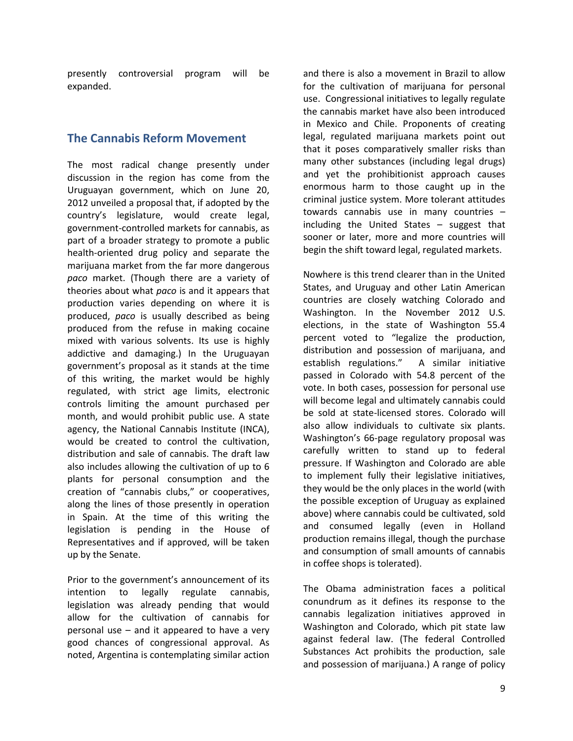presently controversial program will be expanded.

## The Cannabis Reform Movement

The most radical change presently under discussion in the region has come from the Uruguayan government, which on June 20, 2012 unveiled a proposal that, if adopted by the country's legislature, would create legal, government-controlled markets for cannabis, as part of a broader strategy to promote a public health-oriented drug policy and separate the marijuana market from the far more dangerous *paco* market. (Though there are a variety of theories about what *paco* is and it appears that production varies depending on where it is produced, *paco* is usually described as being produced from the refuse in making cocaine mixed with various solvents. Its use is highly addictive and damaging.) In the Uruguayan government's proposal as it stands at the time of this writing, the market would be highly regulated, with strict age limits, electronic controls limiting the amount purchased per month, and would prohibit public use. A state agency, the National Cannabis Institute (INCA), would be created to control the cultivation, distribution and sale of cannabis. The draft law also includes allowing the cultivation of up to 6 plants for personal consumption and the creation of "cannabis clubs," or cooperatives, along the lines of those presently in operation in Spain. At the time of this writing the legislation is pending in the House of Representatives and if approved, will be taken up by the Senate.

Prior to the government's announcement of its intention to legally regulate cannabis, legislation was already pending that would allow for the cultivation of cannabis for personal use – and it appeared to have a very good chances of congressional approval. As noted, Argentina is contemplating similar action and there is also a movement in Brazil to allow for the cultivation of marijuana for personal use. Congressional initiatives to legally regulate the cannabis market have also been introduced in Mexico and Chile. Proponents of creating legal, regulated marijuana markets point out that it poses comparatively smaller risks than many other substances (including legal drugs) and yet the prohibitionist approach causes enormous harm to those caught up in the criminal justice system. More tolerant attitudes towards cannabis use in many countries – including the United States – suggest that sooner or later, more and more countries will begin the shift toward legal, regulated markets.

Nowhere is this trend clearer than in the United States, and Uruguay and other Latin American countries are closely watching Colorado and Washington. In the November 2012 U.S. elections, in the state of Washington 55.4 percent voted to "legalize the production, distribution and possession of marijuana, and establish regulations." A similar initiative passed in Colorado with 54.8 percent of the vote. In both cases, possession for personal use will become legal and ultimately cannabis could be sold at state-licensed stores. Colorado will also allow individuals to cultivate six plants. Washington's 66-page regulatory proposal was carefully written to stand up to federal pressure. If Washington and Colorado are able to implement fully their legislative initiatives, they would be the only places in the world (with the possible exception of Uruguay as explained above) where cannabis could be cultivated, sold and consumed legally (even in Holland production remains illegal, though the purchase and consumption of small amounts of cannabis in coffee shops is tolerated).

The Obama administration faces a political conundrum as it defines its response to the cannabis legalization initiatives approved in Washington and Colorado, which pit state law against federal law. (The federal Controlled Substances Act prohibits the production, sale and possession of marijuana.) A range of policy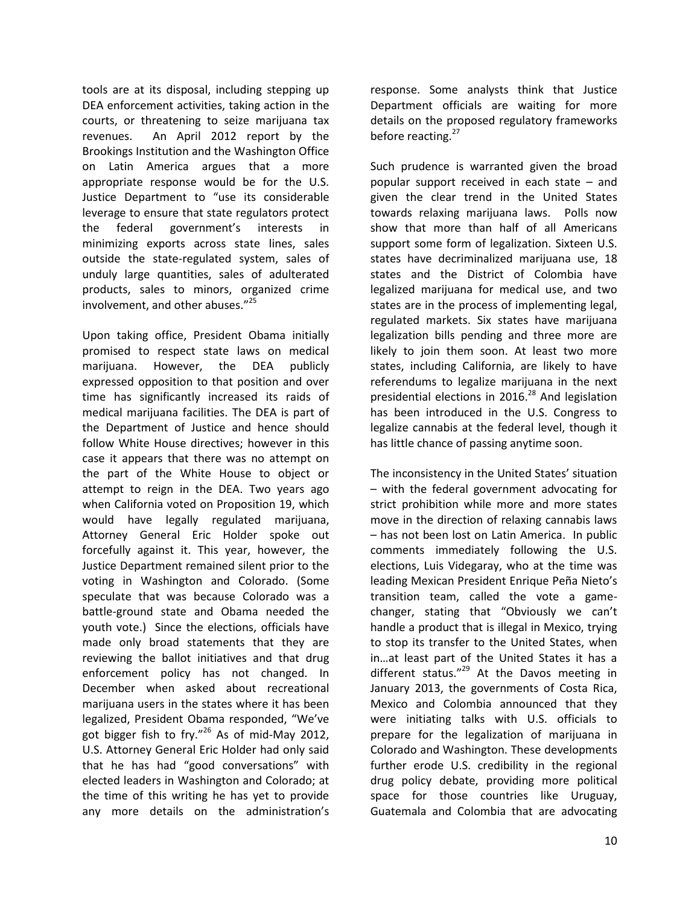tools are at its disposal, including stepping up DEA enforcement activities, taking action in the courts, or threatening to seize marijuana tax revenues. An April 2012 report by the Brookings Institution and the Washington Office on Latin America argues that a more appropriate response would be for the U.S. Justice Department to "use its considerable leverage to ensure that state regulators protect the federal government's interests in minimizing exports across state lines, sales outside the state-regulated system, sales of unduly large quantities, sales of adulterated products, sales to minors, organized crime involvement, and other abuses."[25]

Upon taking office, President Obama initially promised to respect state laws on medical marijuana. However, the DEA publicly expressed opposition to that position and over time has significantly increased its raids of medical marijuana facilities. The DEA is part of the Department of Justice and hence should follow White House directives; however in this case it appears that there was no attempt on the part of the White House to object or attempt to reign in the DEA. Two years ago when California voted on Proposition 19, which would have legally regulated marijuana, Attorney General Eric Holder spoke out forcefully against it. This year, however, the Justice Department remained silent prior to the voting in Washington and Colorado. (Some speculate that was because Colorado was a battle-ground state and Obama needed the youth vote.) Since the elections, officials have made only broad statements that they are reviewing the ballot initiatives and that drug enforcement policy has not changed. In December when asked about recreational marijuana users in the states where it has been legalized, President Obama responded, "We've got bigger fish to fry."[26] As of mid-May 2012, U.S. Attorney General Eric Holder had only said that he has had "good conversations" with elected leaders in Washington and Colorado; at the time of this writing he has yet to provide any more details on the administration's response. Some analysts think that Justice Department officials are waiting for more details on the proposed regulatory frameworks before reacting.[27]

Such prudence is warranted given the broad popular support received in each state – and given the clear trend in the United States towards relaxing marijuana laws. Polls now show that more than half of all Americans support some form of legalization. Sixteen U.S. states have decriminalized marijuana use, 18 states and the District of Colombia have legalized marijuana for medical use, and two states are in the process of implementing legal, regulated markets. Six states have marijuana legalization bills pending and three more are likely to join them soon. At least two more states, including California, are likely to have referendums to legalize marijuana in the next presidential elections in 2016.[28] And legislation has been introduced in the U.S. Congress to legalize cannabis at the federal level, though it has little chance of passing anytime soon.

The inconsistency in the United States' situation – with the federal government advocating for strict prohibition while more and more states move in the direction of relaxing cannabis laws – has not been lost on Latin America. In public comments immediately following the U.S. elections, Luis Videgaray, who at the time was leading Mexican President Enrique Peña Nieto's transition team, called the vote a game-changer, stating that "Obviously we can't handle a product that is illegal in Mexico, trying to stop its transfer to the United States, when in…at least part of the United States it has a different status."[29] At the Davos meeting in January 2013, the governments of Costa Rica, Mexico and Colombia announced that they were initiating talks with U.S. officials to prepare for the legalization of marijuana in Colorado and Washington. These developments further erode U.S. credibility in the regional drug policy debate, providing more political space for those countries like Uruguay, Guatemala and Colombia that are advocating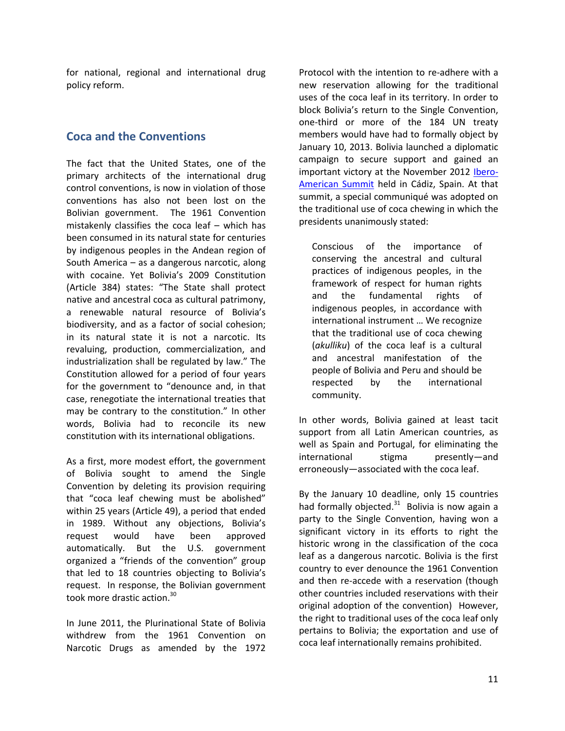for national, regional and international drug policy reform.

## Coca and the Conventions

The fact that the United States, one of the primary architects of the international drug control conventions, is now in violation of those conventions has also not been lost on the Bolivian government. The 1961 Convention mistakenly classifies the coca leaf – which has been consumed in its natural state for centuries by indigenous peoples in the Andean region of South America – as a dangerous narcotic, along with cocaine. Yet Bolivia's 2009 Constitution (Article 384) states: "The State shall protect native and ancestral coca as cultural patrimony, a renewable natural resource of Bolivia's biodiversity, and as a factor of social cohesion; in its natural state it is not a narcotic. Its revaluing, production, commercialization, and industrialization shall be regulated by law." The Constitution allowed for a period of four years for the government to "denounce and, in that case, renegotiate the international treaties that may be contrary to the constitution." In other words, Bolivia had to reconcile its new constitution with its international obligations.

As a first, more modest effort, the government of Bolivia sought to amend the Single Convention by deleting its provision requiring that "coca leaf chewing must be abolished" within 25 years (Article 49), a period that ended in 1989. Without any objections, Bolivia's request would have been approved automatically. But the U.S. government organized a "friends of the convention" group that led to 18 countries objecting to Bolivia's request. In response, the Bolivian government took more drastic action.[30]

In June 2011, the Plurinational State of Bolivia withdrew from the 1961 Convention on Narcotic Drugs as amended by the 1972 Protocol with the intention to re-adhere with a new reservation allowing for the traditional uses of the coca leaf in its territory. In order to block Bolivia's return to the Single Convention, one-third or more of the 184 UN treaty members would have had to formally object by January 10, 2013. Bolivia launched a diplomatic campaign to secure support and gained an important victory at the November 2012 Ibero-American Summit held in Cádiz, Spain. At that summit, a special communiqué was adopted on the traditional use of coca chewing in which the presidents unanimously stated:

> Conscious of the importance of conserving the ancestral and cultural practices of indigenous peoples, in the framework of respect for human rights and the fundamental rights of indigenous peoples, in accordance with international instrument … We recognize that the traditional use of coca chewing (*akulliku*) of the coca leaf is a cultural and ancestral manifestation of the people of Bolivia and Peru and should be respected by the international community.

In other words, Bolivia gained at least tacit support from all Latin American countries, as well as Spain and Portugal, for eliminating the international stigma presently—and erroneously—associated with the coca leaf.

By the January 10 deadline, only 15 countries had formally objected.[31] Bolivia is now again a party to the Single Convention, having won a significant victory in its efforts to right the historic wrong in the classification of the coca leaf as a dangerous narcotic. Bolivia is the first country to ever denounce the 1961 Convention and then re-accede with a reservation (though other countries included reservations with their original adoption of the convention) However, the right to traditional uses of the coca leaf only pertains to Bolivia; the exportation and use of coca leaf internationally remains prohibited.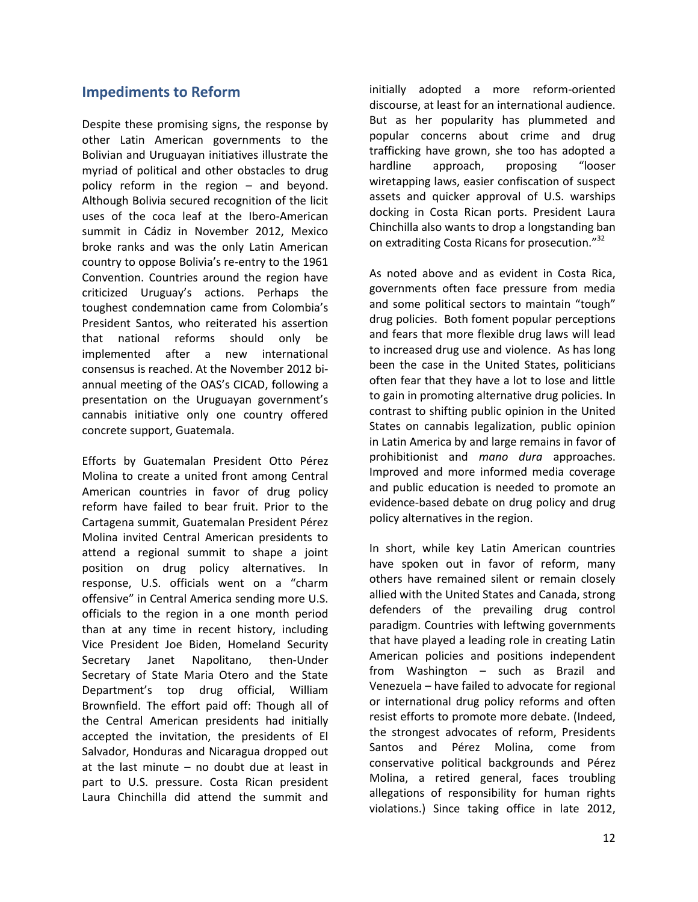## Impediments to Reform

Despite these promising signs, the response by other Latin American governments to the Bolivian and Uruguayan initiatives illustrate the myriad of political and other obstacles to drug policy reform in the region – and beyond. Although Bolivia secured recognition of the licit uses of the coca leaf at the Ibero-American summit in Cádiz in November 2012, Mexico broke ranks and was the only Latin American country to oppose Bolivia's re-entry to the 1961 Convention. Countries around the region have criticized Uruguay's actions. Perhaps the toughest condemnation came from Colombia's President Santos, who reiterated his assertion that national reforms should only be implemented after a new international consensus is reached. At the November 2012 bi-annual meeting of the OAS's CICAD, following a presentation on the Uruguayan government's cannabis initiative only one country offered concrete support, Guatemala.

Efforts by Guatemalan President Otto Pérez Molina to create a united front among Central American countries in favor of drug policy reform have failed to bear fruit. Prior to the Cartagena summit, Guatemalan President Pérez Molina invited Central American presidents to attend a regional summit to shape a joint position on drug policy alternatives. In response, U.S. officials went on a "charm offensive" in Central America sending more U.S. officials to the region in a one month period than at any time in recent history, including Vice President Joe Biden, Homeland Security Secretary Janet Napolitano, then-Under Secretary of State Maria Otero and the State Department's top drug official, William Brownfield. The effort paid off: Though all of the Central American presidents had initially accepted the invitation, the presidents of El Salvador, Honduras and Nicaragua dropped out at the last minute – no doubt due at least in part to U.S. pressure. Costa Rican president Laura Chinchilla did attend the summit and initially adopted a more reform-oriented discourse, at least for an international audience. But as her popularity has plummeted and popular concerns about crime and drug trafficking have grown, she too has adopted a hardline approach, proposing "looser wiretapping laws, easier confiscation of suspect assets and quicker approval of U.S. warships docking in Costa Rican ports. President Laura Chinchilla also wants to drop a longstanding ban on extraditing Costa Ricans for prosecution."[32]

As noted above and as evident in Costa Rica, governments often face pressure from media and some political sectors to maintain "tough" drug policies. Both foment popular perceptions and fears that more flexible drug laws will lead to increased drug use and violence. As has long been the case in the United States, politicians often fear that they have a lot to lose and little to gain in promoting alternative drug policies. In contrast to shifting public opinion in the United States on cannabis legalization, public opinion in Latin America by and large remains in favor of prohibitionist and *mano dura* approaches. Improved and more informed media coverage and public education is needed to promote an evidence-based debate on drug policy and drug policy alternatives in the region.

In short, while key Latin American countries have spoken out in favor of reform, many others have remained silent or remain closely allied with the United States and Canada, strong defenders of the prevailing drug control paradigm. Countries with leftwing governments that have played a leading role in creating Latin American policies and positions independent from Washington – such as Brazil and Venezuela – have failed to advocate for regional or international drug policy reforms and often resist efforts to promote more debate. (Indeed, the strongest advocates of reform, Presidents Santos and Pérez Molina, come from conservative political backgrounds and Pérez Molina, a retired general, faces troubling allegations of responsibility for human rights violations.) Since taking office in late 2012,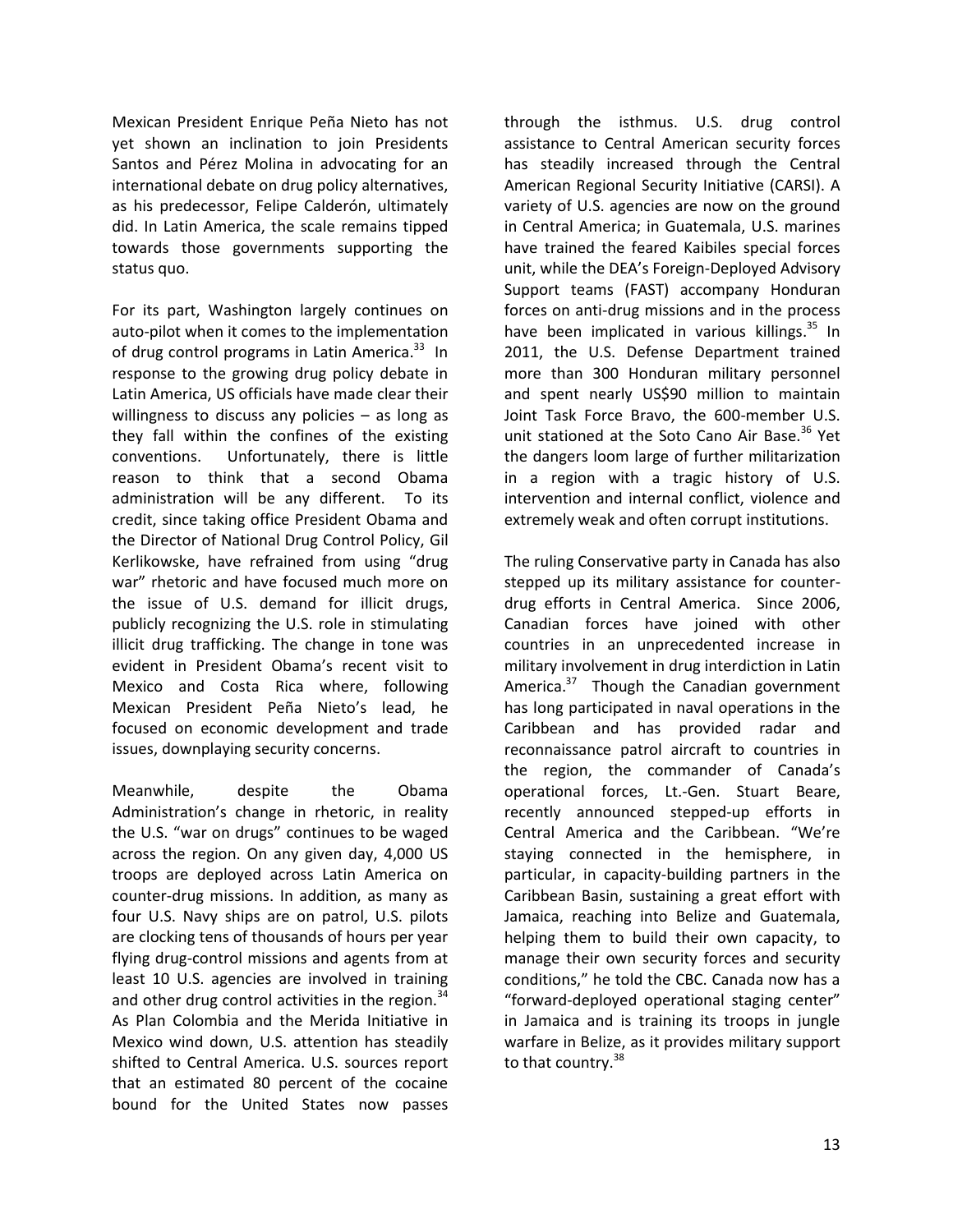Mexican President Enrique Peña Nieto has not yet shown an inclination to join Presidents Santos and Pérez Molina in advocating for an international debate on drug policy alternatives, as his predecessor, Felipe Calderón, ultimately did. In Latin America, the scale remains tipped towards those governments supporting the status quo.

For its part, Washington largely continues on auto-pilot when it comes to the implementation of drug control programs in Latin America.[33] In response to the growing drug policy debate in Latin America, US officials have made clear their willingness to discuss any policies – as long as they fall within the confines of the existing conventions. Unfortunately, there is little reason to think that a second Obama administration will be any different. To its credit, since taking office President Obama and the Director of National Drug Control Policy, Gil Kerlikowske, have refrained from using "drug war" rhetoric and have focused much more on the issue of U.S. demand for illicit drugs, publicly recognizing the U.S. role in stimulating illicit drug trafficking. The change in tone was evident in President Obama's recent visit to Mexico and Costa Rica where, following Mexican President Peña Nieto's lead, he focused on economic development and trade issues, downplaying security concerns.

Meanwhile, despite the Obama Administration's change in rhetoric, in reality the U.S. "war on drugs" continues to be waged across the region. On any given day, 4,000 US troops are deployed across Latin America on counter-drug missions. In addition, as many as four U.S. Navy ships are on patrol, U.S. pilots are clocking tens of thousands of hours per year flying drug-control missions and agents from at least 10 U.S. agencies are involved in training and other drug control activities in the region.[34] As Plan Colombia and the Merida Initiative in Mexico wind down, U.S. attention has steadily shifted to Central America. U.S. sources report that an estimated 80 percent of the cocaine bound for the United States now passes through the isthmus. U.S. drug control assistance to Central American security forces has steadily increased through the Central American Regional Security Initiative (CARSI). A variety of U.S. agencies are now on the ground in Central America; in Guatemala, U.S. marines have trained the feared Kaibiles special forces unit, while the DEA's Foreign-Deployed Advisory Support teams (FAST) accompany Honduran forces on anti-drug missions and in the process have been implicated in various killings.[35] In 2011, the U.S. Defense Department trained more than 300 Honduran military personnel and spent nearly US$90 million to maintain Joint Task Force Bravo, the 600-member U.S. unit stationed at the Soto Cano Air Base.[36] Yet the dangers loom large of further militarization in a region with a tragic history of U.S. intervention and internal conflict, violence and extremely weak and often corrupt institutions.

The ruling Conservative party in Canada has also stepped up its military assistance for counter-drug efforts in Central America. Since 2006, Canadian forces have joined with other countries in an unprecedented increase in military involvement in drug interdiction in Latin America.[37] Though the Canadian government has long participated in naval operations in the Caribbean and has provided radar and reconnaissance patrol aircraft to countries in the region, the commander of Canada's operational forces, Lt.-Gen. Stuart Beare, recently announced stepped-up efforts in Central America and the Caribbean. "We're staying connected in the hemisphere, in particular, in capacity-building partners in the Caribbean Basin, sustaining a great effort with Jamaica, reaching into Belize and Guatemala, helping them to build their own capacity, to manage their own security forces and security conditions," he told the CBC. Canada now has a "forward-deployed operational staging center" in Jamaica and is training its troops in jungle warfare in Belize, as it provides military support to that country.[38]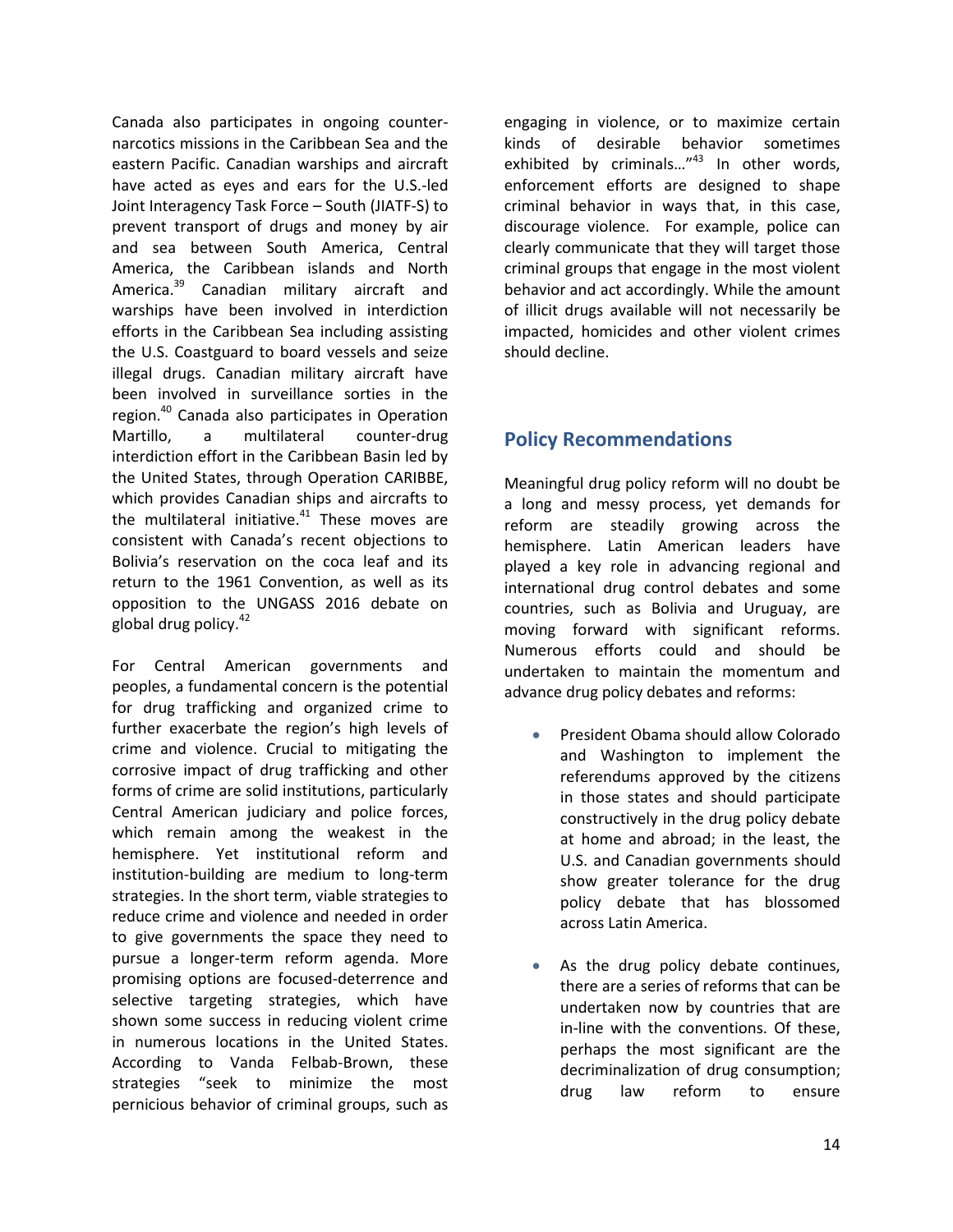Canada also participates in ongoing counter-narcotics missions in the Caribbean Sea and the eastern Pacific. Canadian warships and aircraft have acted as eyes and ears for the U.S.-led Joint Interagency Task Force – South (JIATF-S) to prevent transport of drugs and money by air and sea between South America, Central America, the Caribbean islands and North America.[39] Canadian military aircraft and warships have been involved in interdiction efforts in the Caribbean Sea including assisting the U.S. Coastguard to board vessels and seize illegal drugs. Canadian military aircraft have been involved in surveillance sorties in the region.[40] Canada also participates in Operation Martillo, a multilateral counter-drug interdiction effort in the Caribbean Basin led by the United States, through Operation CARIBBE, which provides Canadian ships and aircrafts to the multilateral initiative.[41] These moves are consistent with Canada's recent objections to Bolivia's reservation on the coca leaf and its return to the 1961 Convention, as well as its opposition to the UNGASS 2016 debate on global drug policy.[42]

For Central American governments and peoples, a fundamental concern is the potential for drug trafficking and organized crime to further exacerbate the region's high levels of crime and violence. Crucial to mitigating the corrosive impact of drug trafficking and other forms of crime are solid institutions, particularly Central American judiciary and police forces, which remain among the weakest in the hemisphere. Yet institutional reform and institution-building are medium to long-term strategies. In the short term, viable strategies to reduce crime and violence and needed in order to give governments the space they need to pursue a longer-term reform agenda. More promising options are focused-deterrence and selective targeting strategies, which have shown some success in reducing violent crime in numerous locations in the United States. According to Vanda Felbab-Brown, these strategies "seek to minimize the most pernicious behavior of criminal groups, such as engaging in violence, or to maximize certain kinds of desirable behavior sometimes exhibited by criminals…"[43] In other words, enforcement efforts are designed to shape criminal behavior in ways that, in this case, discourage violence. For example, police can clearly communicate that they will target those criminal groups that engage in the most violent behavior and act accordingly. While the amount of illicit drugs available will not necessarily be impacted, homicides and other violent crimes should decline.

## Policy Recommendations

Meaningful drug policy reform will no doubt be a long and messy process, yet demands for reform are steadily growing across the hemisphere. Latin American leaders have played a key role in advancing regional and international drug control debates and some countries, such as Bolivia and Uruguay, are moving forward with significant reforms. Numerous efforts could and should be undertaken to maintain the momentum and advance drug policy debates and reforms:

- President Obama should allow Colorado and Washington to implement the referendums approved by the citizens in those states and should participate constructively in the drug policy debate at home and abroad; in the least, the U.S. and Canadian governments should show greater tolerance for the drug policy debate that has blossomed across Latin America.

- As the drug policy debate continues, there are a series of reforms that can be undertaken now by countries that are in-line with the conventions. Of these, perhaps the most significant are the decriminalization of drug consumption; drug law reform to ensure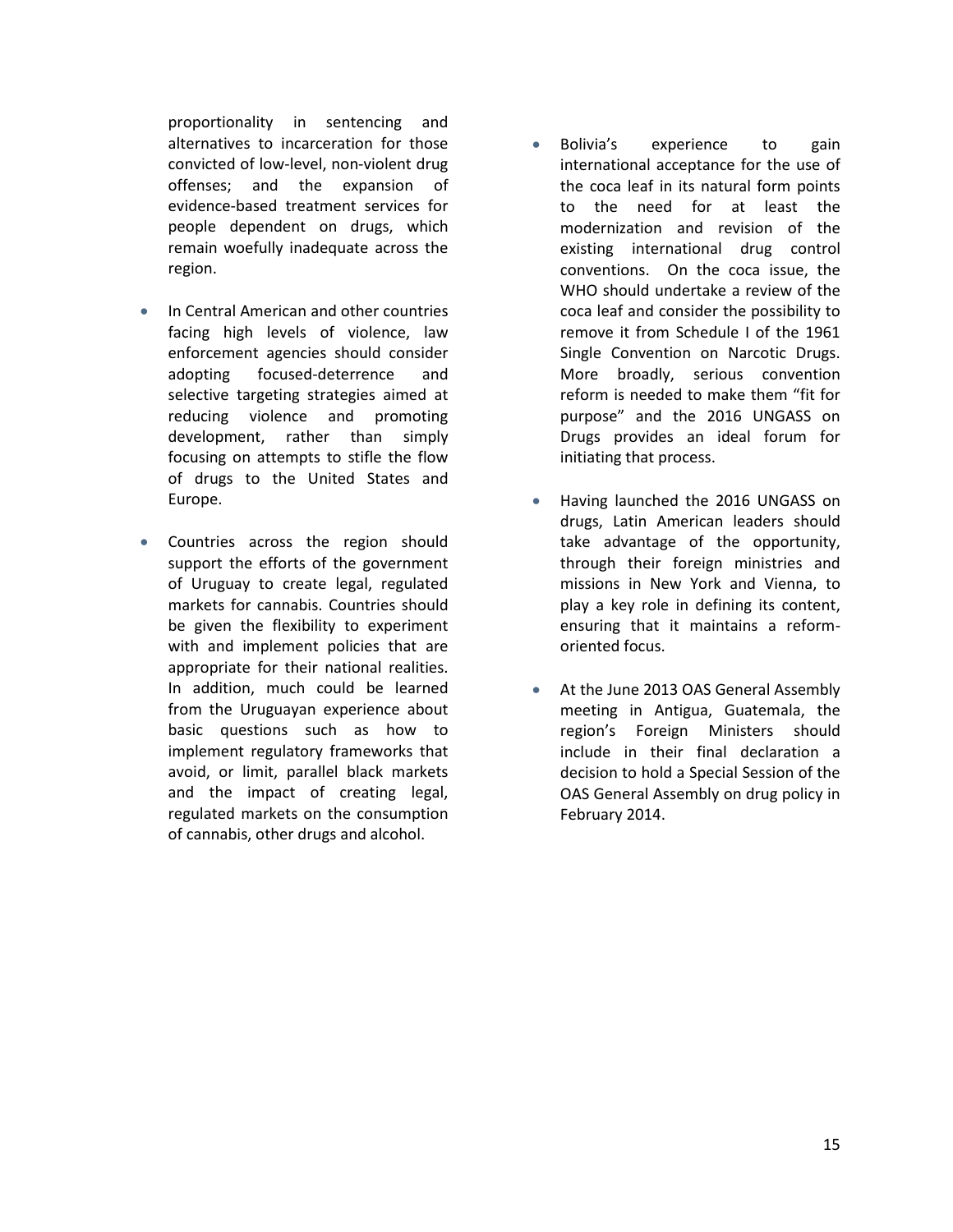proportionality in sentencing and alternatives to incarceration for those convicted of low-level, non-violent drug offenses; and the expansion of evidence-based treatment services for people dependent on drugs, which remain woefully inadequate across the region.

- In Central American and other countries facing high levels of violence, law enforcement agencies should consider adopting focused-deterrence and selective targeting strategies aimed at reducing violence and promoting development, rather than simply focusing on attempts to stifle the flow of drugs to the United States and Europe.

- Countries across the region should support the efforts of the government of Uruguay to create legal, regulated markets for cannabis. Countries should be given the flexibility to experiment with and implement policies that are appropriate for their national realities. In addition, much could be learned from the Uruguayan experience about basic questions such as how to implement regulatory frameworks that avoid, or limit, parallel black markets and the impact of creating legal, regulated markets on the consumption of cannabis, other drugs and alcohol.

- Bolivia's experience to gain international acceptance for the use of the coca leaf in its natural form points to the need for at least the modernization and revision of the existing international drug control conventions. On the coca issue, the WHO should undertake a review of the coca leaf and consider the possibility to remove it from Schedule I of the 1961 Single Convention on Narcotic Drugs. More broadly, serious convention reform is needed to make them "fit for purpose" and the 2016 UNGASS on Drugs provides an ideal forum for initiating that process.

- Having launched the 2016 UNGASS on drugs, Latin American leaders should take advantage of the opportunity, through their foreign ministries and missions in New York and Vienna, to play a key role in defining its content, ensuring that it maintains a reform-oriented focus.

- At the June 2013 OAS General Assembly meeting in Antigua, Guatemala, the region's Foreign Ministers should include in their final declaration a decision to hold a Special Session of the OAS General Assembly on drug policy in February 2014.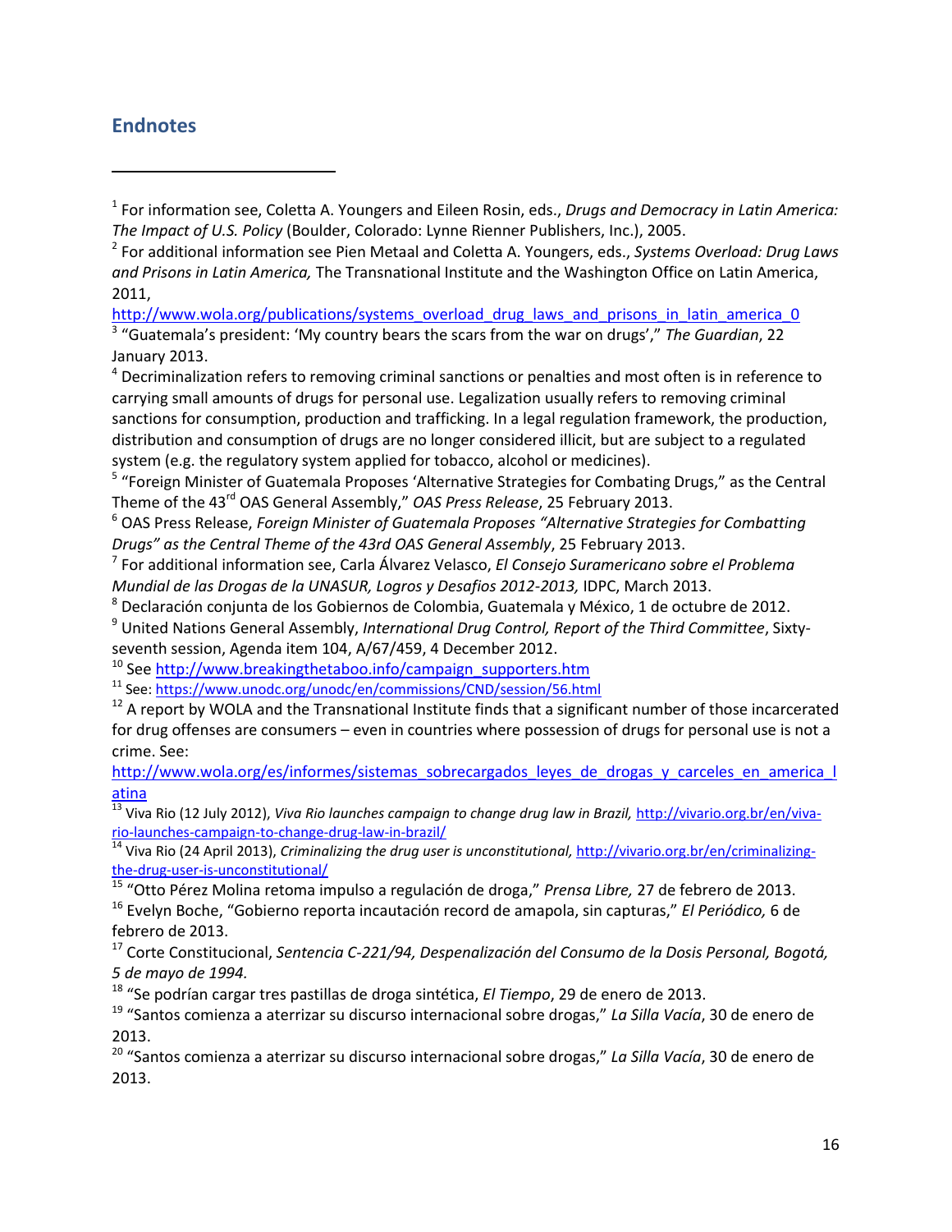## Endnotes

---

[1] For information see, Coletta A. Youngers and Eileen Rosin, eds., *Drugs and Democracy in Latin America: The Impact of U.S. Policy* (Boulder, Colorado: Lynne Rienner Publishers, Inc.), 2005.

[2] For additional information see Pien Metaal and Coletta A. Youngers, eds., *Systems Overload: Drug Laws and Prisons in Latin America,* The Transnational Institute and the Washington Office on Latin America, 2011, http://www.wola.org/publications/systems_overload_drug_laws_and_prisons_in_latin_america_0

[3] "Guatemala's president: 'My country bears the scars from the war on drugs'," *The Guardian*, 22 January 2013.

[4] Decriminalization refers to removing criminal sanctions or penalties and most often is in reference to carrying small amounts of drugs for personal use. Legalization usually refers to removing criminal sanctions for consumption, production and trafficking. In a legal regulation framework, the production, distribution and consumption of drugs are no longer considered illicit, but are subject to a regulated system (e.g. the regulatory system applied for tobacco, alcohol or medicines).

[5] "Foreign Minister of Guatemala Proposes 'Alternative Strategies for Combating Drugs," as the Central Theme of the 43rd OAS General Assembly," *OAS Press Release*, 25 February 2013.

[6] OAS Press Release, *Foreign Minister of Guatemala Proposes "Alternative Strategies for Combatting Drugs" as the Central Theme of the 43rd OAS General Assembly*, 25 February 2013.

[7] For additional information see, Carla Álvarez Velasco, *El Consejo Suramericano sobre el Problema Mundial de las Drogas de la UNASUR, Logros y Desafios 2012-2013,* IDPC, March 2013.

[8] Declaración conjunta de los Gobiernos de Colombia, Guatemala y México, 1 de octubre de 2012.

[9] United Nations General Assembly, *International Drug Control, Report of the Third Committee*, Sixty-seventh session, Agenda item 104, A/67/459, 4 December 2012.

[10] See http://www.breakingthetaboo.info/campaign_supporters.htm

[11] See: https://www.unodc.org/unodc/en/commissions/CND/session/56.html

[12] A report by WOLA and the Transnational Institute finds that a significant number of those incarcerated for drug offenses are consumers – even in countries where possession of drugs for personal use is not a crime. See: http://www.wola.org/es/informes/sistemas_sobrecargados_leyes_de_drogas_y_carceles_en_america_latina

[13] Viva Rio (12 July 2012), *Viva Rio launches campaign to change drug law in Brazil,* http://vivario.org.br/en/viva-rio-launches-campaign-to-change-drug-law-in-brazil/

[14] Viva Rio (24 April 2013), *Criminalizing the drug user is unconstitutional,* http://vivario.org.br/en/criminalizing-the-drug-user-is-unconstitutional/

[15] "Otto Pérez Molina retoma impulso a regulación de droga," *Prensa Libre,* 27 de febrero de 2013.

[16] Evelyn Boche, "Gobierno reporta incautación record de amapola, sin capturas," *El Periódico,* 6 de febrero de 2013.

[17] Corte Constitucional, *Sentencia C-221/94, Despenalización del Consumo de la Dosis Personal, Bogotá, 5 de mayo de 1994.*

[18] "Se podrían cargar tres pastillas de droga sintética, *El Tiempo*, 29 de enero de 2013.

[19] "Santos comienza a aterrizar su discurso internacional sobre drogas," *La Silla Vacía*, 30 de enero de 2013.

[20] "Santos comienza a aterrizar su discurso internacional sobre drogas," *La Silla Vacía*, 30 de enero de 2013.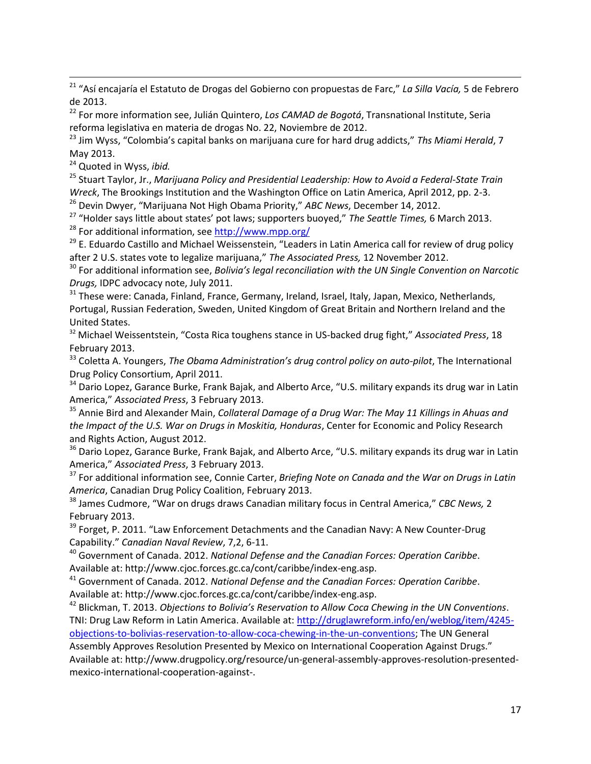[21] "Así encajaría el Estatuto de Drogas del Gobierno con propuestas de Farc," *La Silla Vacía,* 5 de Febrero de 2013.

[22] For more information see, Julián Quintero, *Los CAMAD de Bogotá*, Transnational Institute, Seria reforma legislativa en materia de drogas No. 22, Noviembre de 2012.

[23] Jim Wyss, "Colombia's capital banks on marijuana cure for hard drug addicts," *Ths Miami Herald*, 7 May 2013.

[24] Quoted in Wyss, *ibid.*

[25] Stuart Taylor, Jr., *Marijuana Policy and Presidential Leadership: How to Avoid a Federal-State Train Wreck*, The Brookings Institution and the Washington Office on Latin America, April 2012, pp. 2-3.

[26] Devin Dwyer, "Marijuana Not High Obama Priority," *ABC News*, December 14, 2012.

[27] "Holder says little about states' pot laws; supporters buoyed," *The Seattle Times,* 6 March 2013.

[28] For additional information, see http://www.mpp.org/

[29] E. Eduardo Castillo and Michael Weissenstein, "Leaders in Latin America call for review of drug policy after 2 U.S. states vote to legalize marijuana," *The Associated Press,* 12 November 2012.

[30] For additional information see, *Bolivia's legal reconciliation with the UN Single Convention on Narcotic Drugs,* IDPC advocacy note, July 2011.

[31] These were: Canada, Finland, France, Germany, Ireland, Israel, Italy, Japan, Mexico, Netherlands, Portugal, Russian Federation, Sweden, United Kingdom of Great Britain and Northern Ireland and the United States.

[32] Michael Weissentstein, "Costa Rica toughens stance in US-backed drug fight," *Associated Press*, 18 February 2013.

[33] Coletta A. Youngers, *The Obama Administration's drug control policy on auto-pilot*, The International Drug Policy Consortium, April 2011.

[34] Dario Lopez, Garance Burke, Frank Bajak, and Alberto Arce, "U.S. military expands its drug war in Latin America," *Associated Press*, 3 February 2013.

[35] Annie Bird and Alexander Main, *Collateral Damage of a Drug War: The May 11 Killings in Ahuas and the Impact of the U.S. War on Drugs in Moskitia, Honduras*, Center for Economic and Policy Research and Rights Action, August 2012.

[36] Dario Lopez, Garance Burke, Frank Bajak, and Alberto Arce, "U.S. military expands its drug war in Latin America," *Associated Press*, 3 February 2013.

[37] For additional information see, Connie Carter, *Briefing Note on Canada and the War on Drugs in Latin America*, Canadian Drug Policy Coalition, February 2013.

[38] James Cudmore, "War on drugs draws Canadian military focus in Central America," *CBC News,* 2 February 2013.

[39] Forget, P. 2011. "Law Enforcement Detachments and the Canadian Navy: A New Counter-Drug Capability." *Canadian Naval Review*, 7,2, 6-11.

[40] Government of Canada. 2012. *National Defense and the Canadian Forces: Operation Caribbe*. Available at: http://www.cjoc.forces.gc.ca/cont/caribbe/index-eng.asp.

[41] Government of Canada. 2012. *National Defense and the Canadian Forces: Operation Caribbe*. Available at: http://www.cjoc.forces.gc.ca/cont/caribbe/index-eng.asp.

[42] Blickman, T. 2013. *Objections to Bolivia's Reservation to Allow Coca Chewing in the UN Conventions*. TNI: Drug Law Reform in Latin America. Available at: http://druglawreform.info/en/weblog/item/4245-objections-to-bolivias-reservation-to-allow-coca-chewing-in-the-un-conventions; The UN General Assembly Approves Resolution Presented by Mexico on International Cooperation Against Drugs." Available at: http://www.drugpolicy.org/resource/un-general-assembly-approves-resolution-presented-mexico-international-cooperation-against-.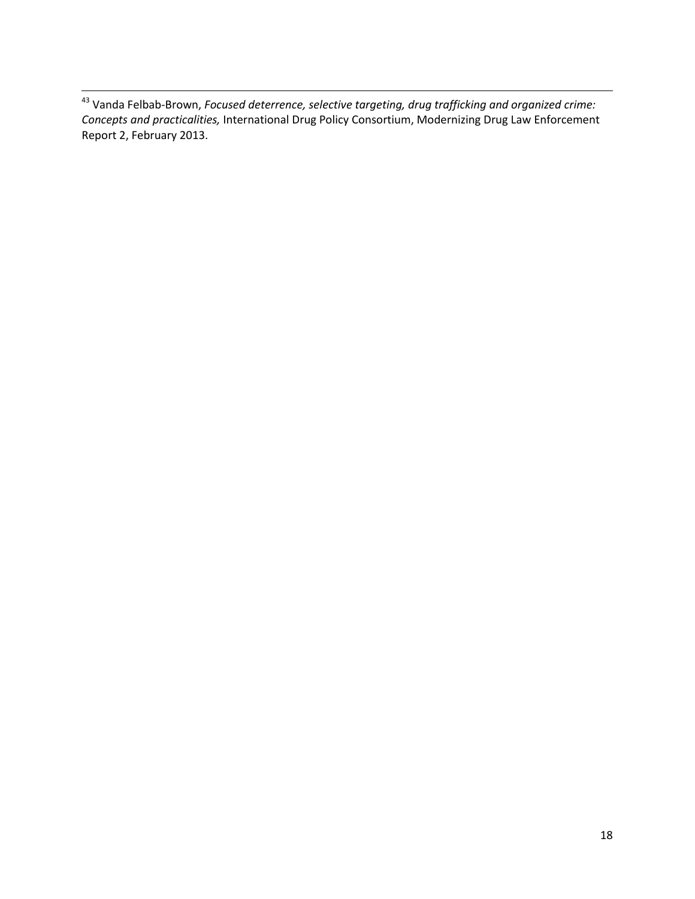[43] Vanda Felbab-Brown, *Focused deterrence, selective targeting, drug trafficking and organized crime: Concepts and practicalities,* International Drug Policy Consortium, Modernizing Drug Law Enforcement Report 2, February 2013.